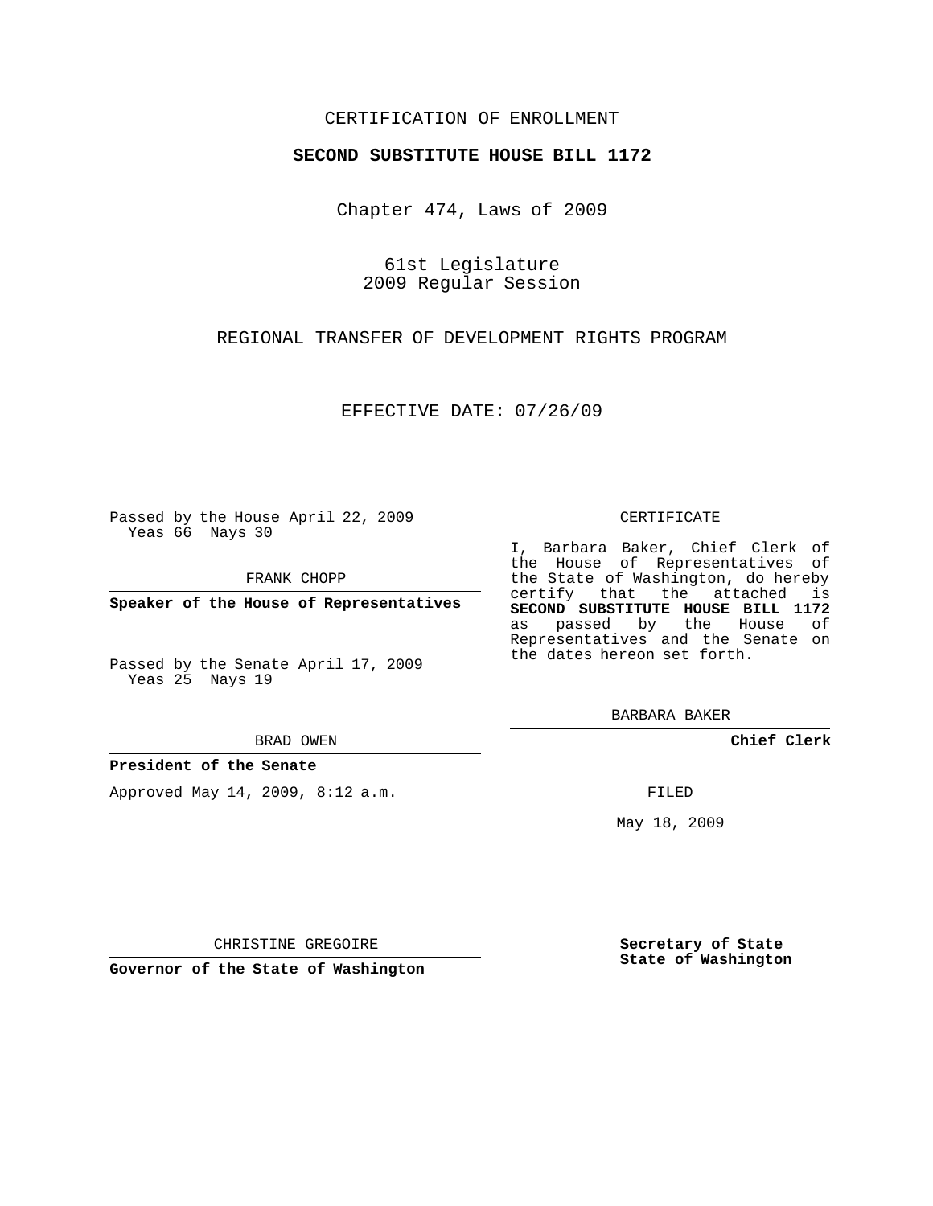CERTIFICATION OF ENROLLMENT

**SECOND SUBSTITUTE HOUSE BILL 1172**

Chapter 474, Laws of 2009

61st Legislature
2009 Regular Session

REGIONAL TRANSFER OF DEVELOPMENT RIGHTS PROGRAM

EFFECTIVE DATE: 07/26/09

Passed by the House April 22, 2009
Yeas 66 Nays 30

FRANK CHOPP

**Speaker of the House of Representatives**

Passed by the Senate April 17, 2009
Yeas 25 Nays 19

BRAD OWEN

**President of the Senate**

Approved May 14, 2009, 8:12 a.m.

CHRISTINE GREGOIRE

**Governor of the State of Washington**

CERTIFICATE

I, Barbara Baker, Chief Clerk of the House of Representatives of the State of Washington, do hereby certify that the attached is **SECOND SUBSTITUTE HOUSE BILL 1172** as passed by the House of Representatives and the Senate on the dates hereon set forth.

BARBARA BAKER

**Chief Clerk**

FILED

May 18, 2009

**Secretary of State**
**State of Washington**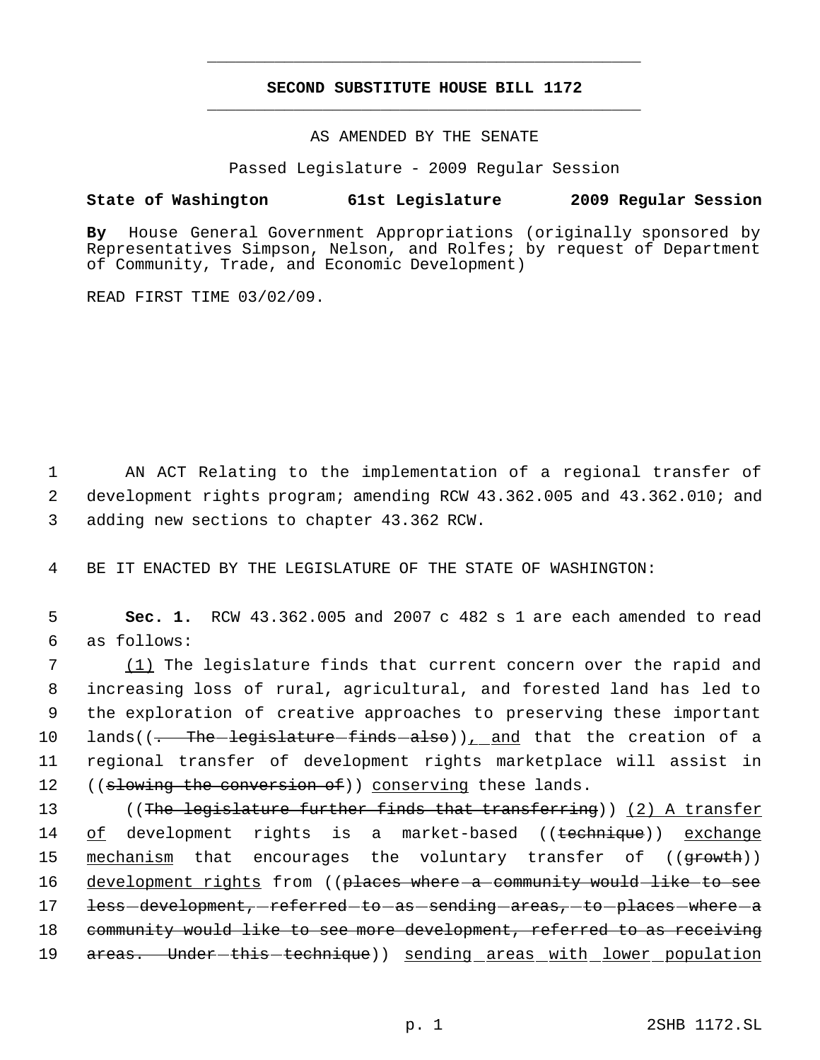# SECOND SUBSTITUTE HOUSE BILL 1172

AS AMENDED BY THE SENATE

Passed Legislature - 2009 Regular Session

**State of Washington 61st Legislature 2009 Regular Session**

**By** House General Government Appropriations (originally sponsored by Representatives Simpson, Nelson, and Rolfes; by request of Department of Community, Trade, and Economic Development)

READ FIRST TIME 03/02/09.

AN ACT Relating to the implementation of a regional transfer of development rights program; amending RCW 43.362.005 and 43.362.010; and adding new sections to chapter 43.362 RCW.

BE IT ENACTED BY THE LEGISLATURE OF THE STATE OF WASHINGTON:

**Sec. 1.** RCW 43.362.005 and 2007 c 482 s 1 are each amended to read as follows:

(1) The legislature finds that current concern over the rapid and increasing loss of rural, agricultural, and forested land has led to the exploration of creative approaches to preserving these important lands((. The legislature finds also)), and that the creation of a regional transfer of development rights marketplace will assist in ((slowing the conversion of)) conserving these lands.

((The legislature further finds that transferring)) (2) A transfer of development rights is a market-based ((technique)) exchange mechanism that encourages the voluntary transfer of ((growth)) development rights from ((places where a community would like to see less development, referred to as sending areas, to places where a community would like to see more development, referred to as receiving areas. Under this technique)) sending areas with lower population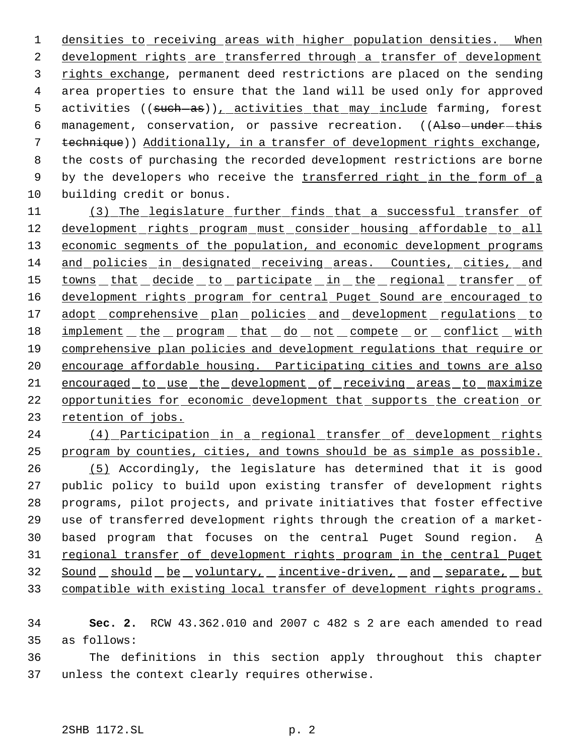densities to receiving areas with higher population densities. When development rights are transferred through a transfer of development rights exchange, permanent deed restrictions are placed on the sending area properties to ensure that the land will be used only for approved activities ((~~such as~~)), activities that may include farming, forest management, conservation, or passive recreation. ((~~Also under this technique~~)) Additionally, in a transfer of development rights exchange, the costs of purchasing the recorded development restrictions are borne by the developers who receive the transferred right in the form of a building credit or bonus.

(3) The legislature further finds that a successful transfer of development rights program must consider housing affordable to all economic segments of the population, and economic development programs and policies in designated receiving areas. Counties, cities, and towns that decide to participate in the regional transfer of development rights program for central Puget Sound are encouraged to adopt comprehensive plan policies and development regulations to implement the program that do not compete or conflict with comprehensive plan policies and development regulations that require or encourage affordable housing. Participating cities and towns are also encouraged to use the development of receiving areas to maximize opportunities for economic development that supports the creation or retention of jobs.

(4) Participation in a regional transfer of development rights program by counties, cities, and towns should be as simple as possible.

(5) Accordingly, the legislature has determined that it is good public policy to build upon existing transfer of development rights programs, pilot projects, and private initiatives that foster effective use of transferred development rights through the creation of a market-based program that focuses on the central Puget Sound region. A regional transfer of development rights program in the central Puget Sound should be voluntary, incentive-driven, and separate, but compatible with existing local transfer of development rights programs.

**Sec. 2.** RCW 43.362.010 and 2007 c 482 s 2 are each amended to read as follows:

The definitions in this section apply throughout this chapter unless the context clearly requires otherwise.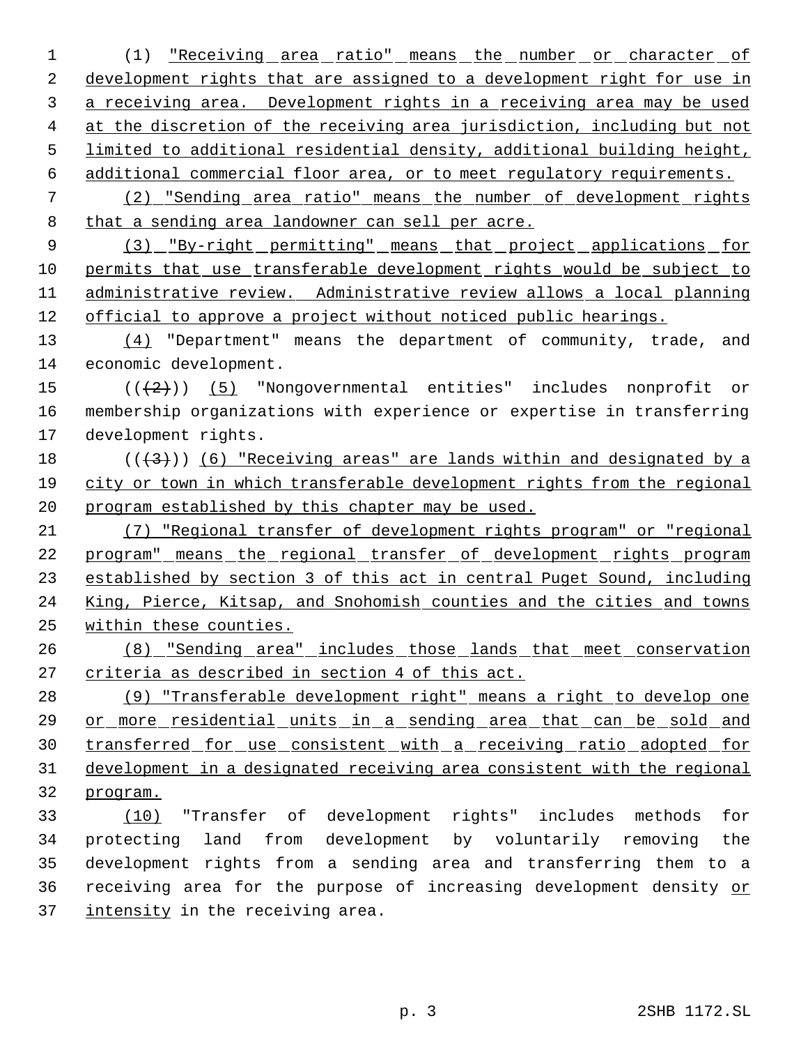(1) "Receiving area ratio" means the number or character of development rights that are assigned to a development right for use in a receiving area. Development rights in a receiving area may be used at the discretion of the receiving area jurisdiction, including but not limited to additional residential density, additional building height, additional commercial floor area, or to meet regulatory requirements.

(2) "Sending area ratio" means the number of development rights that a sending area landowner can sell per acre.

(3) "By-right permitting" means that project applications for permits that use transferable development rights would be subject to administrative review. Administrative review allows a local planning official to approve a project without noticed public hearings.

(4) "Department" means the department of community, trade, and economic development.

(((2))) (5) "Nongovernmental entities" includes nonprofit or membership organizations with experience or expertise in transferring development rights.

(((3))) (6) "Receiving areas" are lands within and designated by a city or town in which transferable development rights from the regional program established by this chapter may be used.

(7) "Regional transfer of development rights program" or "regional program" means the regional transfer of development rights program established by section 3 of this act in central Puget Sound, including King, Pierce, Kitsap, and Snohomish counties and the cities and towns within these counties.

(8) "Sending area" includes those lands that meet conservation criteria as described in section 4 of this act.

(9) "Transferable development right" means a right to develop one or more residential units in a sending area that can be sold and transferred for use consistent with a receiving ratio adopted for development in a designated receiving area consistent with the regional program.

(10) "Transfer of development rights" includes methods for protecting land from development by voluntarily removing the development rights from a sending area and transferring them to a receiving area for the purpose of increasing development density or intensity in the receiving area.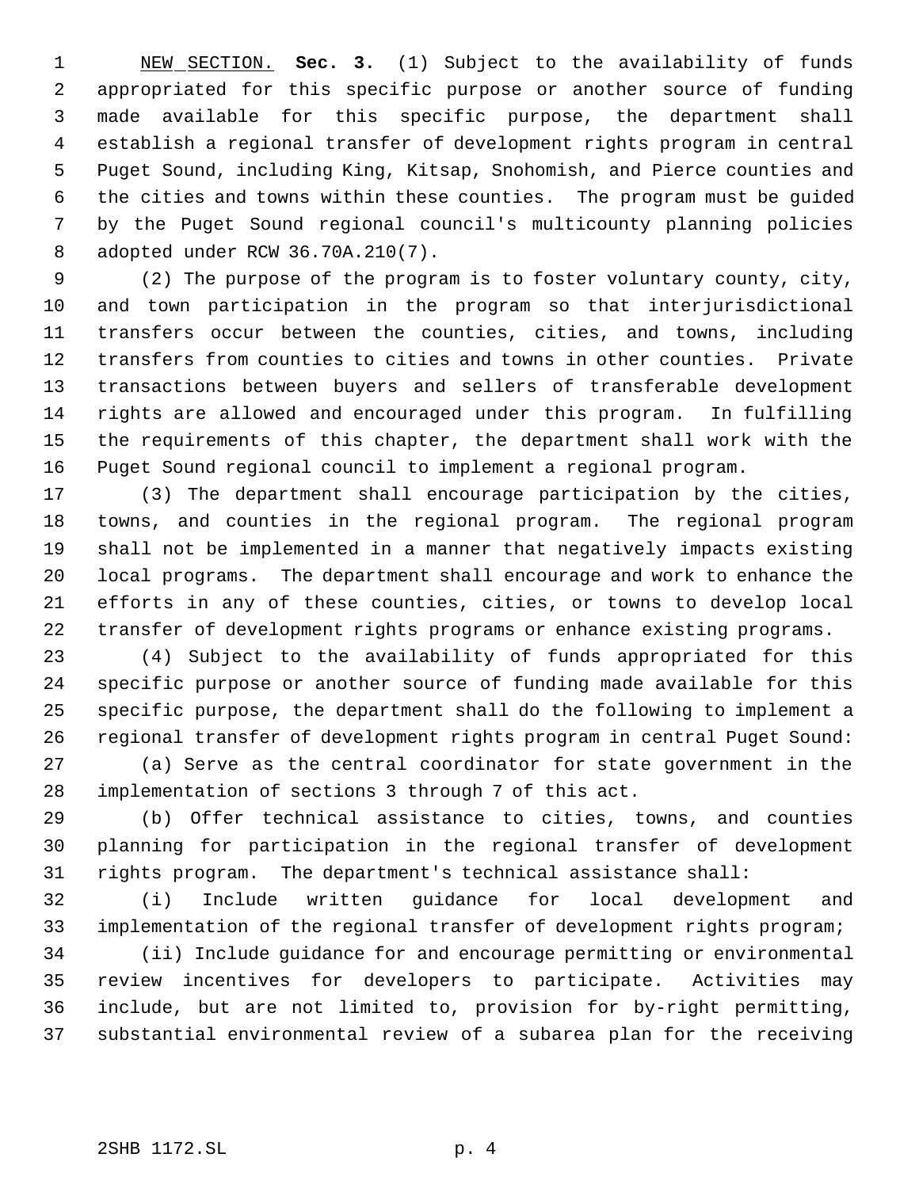NEW SECTION. **Sec. 3.** (1) Subject to the availability of funds appropriated for this specific purpose or another source of funding made available for this specific purpose, the department shall establish a regional transfer of development rights program in central Puget Sound, including King, Kitsap, Snohomish, and Pierce counties and the cities and towns within these counties. The program must be guided by the Puget Sound regional council's multicounty planning policies adopted under RCW 36.70A.210(7).

(2) The purpose of the program is to foster voluntary county, city, and town participation in the program so that interjurisdictional transfers occur between the counties, cities, and towns, including transfers from counties to cities and towns in other counties. Private transactions between buyers and sellers of transferable development rights are allowed and encouraged under this program. In fulfilling the requirements of this chapter, the department shall work with the Puget Sound regional council to implement a regional program.

(3) The department shall encourage participation by the cities, towns, and counties in the regional program. The regional program shall not be implemented in a manner that negatively impacts existing local programs. The department shall encourage and work to enhance the efforts in any of these counties, cities, or towns to develop local transfer of development rights programs or enhance existing programs.

(4) Subject to the availability of funds appropriated for this specific purpose or another source of funding made available for this specific purpose, the department shall do the following to implement a regional transfer of development rights program in central Puget Sound:

(a) Serve as the central coordinator for state government in the implementation of sections 3 through 7 of this act.

(b) Offer technical assistance to cities, towns, and counties planning for participation in the regional transfer of development rights program. The department's technical assistance shall:

(i) Include written guidance for local development and implementation of the regional transfer of development rights program;

(ii) Include guidance for and encourage permitting or environmental review incentives for developers to participate. Activities may include, but are not limited to, provision for by-right permitting, substantial environmental review of a subarea plan for the receiving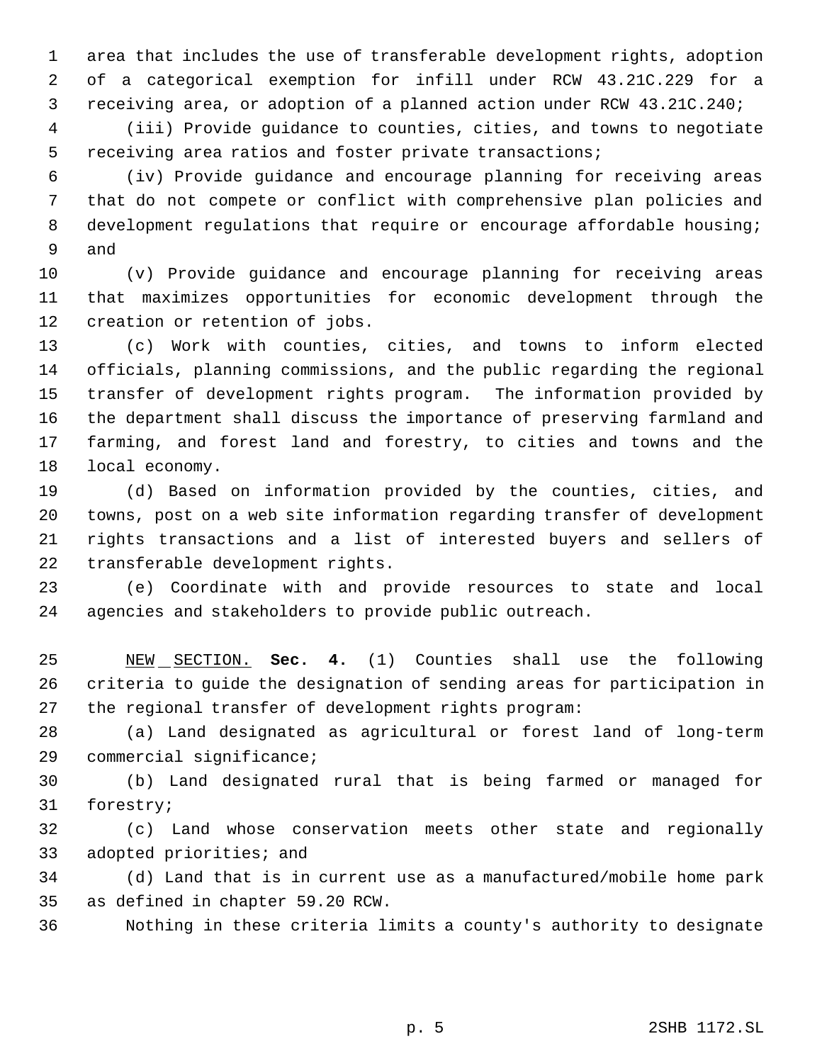area that includes the use of transferable development rights, adoption of a categorical exemption for infill under RCW 43.21C.229 for a receiving area, or adoption of a planned action under RCW 43.21C.240;

(iii) Provide guidance to counties, cities, and towns to negotiate receiving area ratios and foster private transactions;

(iv) Provide guidance and encourage planning for receiving areas that do not compete or conflict with comprehensive plan policies and development regulations that require or encourage affordable housing; and

(v) Provide guidance and encourage planning for receiving areas that maximizes opportunities for economic development through the creation or retention of jobs.

(c) Work with counties, cities, and towns to inform elected officials, planning commissions, and the public regarding the regional transfer of development rights program. The information provided by the department shall discuss the importance of preserving farmland and farming, and forest land and forestry, to cities and towns and the local economy.

(d) Based on information provided by the counties, cities, and towns, post on a web site information regarding transfer of development rights transactions and a list of interested buyers and sellers of transferable development rights.

(e) Coordinate with and provide resources to state and local agencies and stakeholders to provide public outreach.

NEW SECTION. **Sec. 4.** (1) Counties shall use the following criteria to guide the designation of sending areas for participation in the regional transfer of development rights program:

(a) Land designated as agricultural or forest land of long-term commercial significance;

(b) Land designated rural that is being farmed or managed for forestry;

(c) Land whose conservation meets other state and regionally adopted priorities; and

(d) Land that is in current use as a manufactured/mobile home park as defined in chapter 59.20 RCW.

Nothing in these criteria limits a county's authority to designate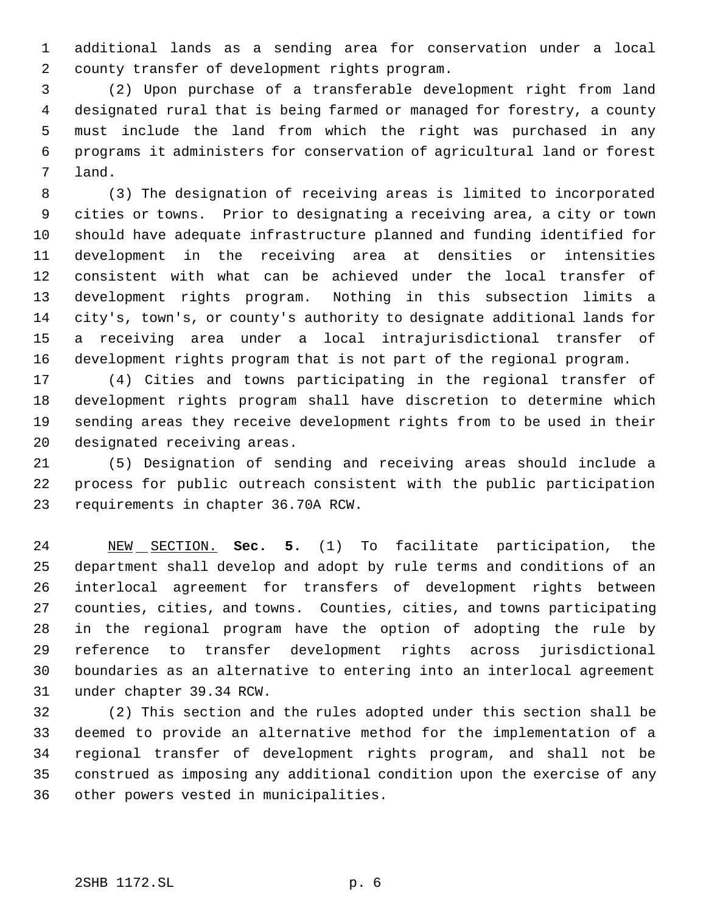additional lands as a sending area for conservation under a local county transfer of development rights program.

(2) Upon purchase of a transferable development right from land designated rural that is being farmed or managed for forestry, a county must include the land from which the right was purchased in any programs it administers for conservation of agricultural land or forest land.

(3) The designation of receiving areas is limited to incorporated cities or towns. Prior to designating a receiving area, a city or town should have adequate infrastructure planned and funding identified for development in the receiving area at densities or intensities consistent with what can be achieved under the local transfer of development rights program. Nothing in this subsection limits a city's, town's, or county's authority to designate additional lands for a receiving area under a local intrajurisdictional transfer of development rights program that is not part of the regional program.

(4) Cities and towns participating in the regional transfer of development rights program shall have discretion to determine which sending areas they receive development rights from to be used in their designated receiving areas.

(5) Designation of sending and receiving areas should include a process for public outreach consistent with the public participation requirements in chapter 36.70A RCW.

NEW SECTION. **Sec. 5.** (1) To facilitate participation, the department shall develop and adopt by rule terms and conditions of an interlocal agreement for transfers of development rights between counties, cities, and towns. Counties, cities, and towns participating in the regional program have the option of adopting the rule by reference to transfer development rights across jurisdictional boundaries as an alternative to entering into an interlocal agreement under chapter 39.34 RCW.

(2) This section and the rules adopted under this section shall be deemed to provide an alternative method for the implementation of a regional transfer of development rights program, and shall not be construed as imposing any additional condition upon the exercise of any other powers vested in municipalities.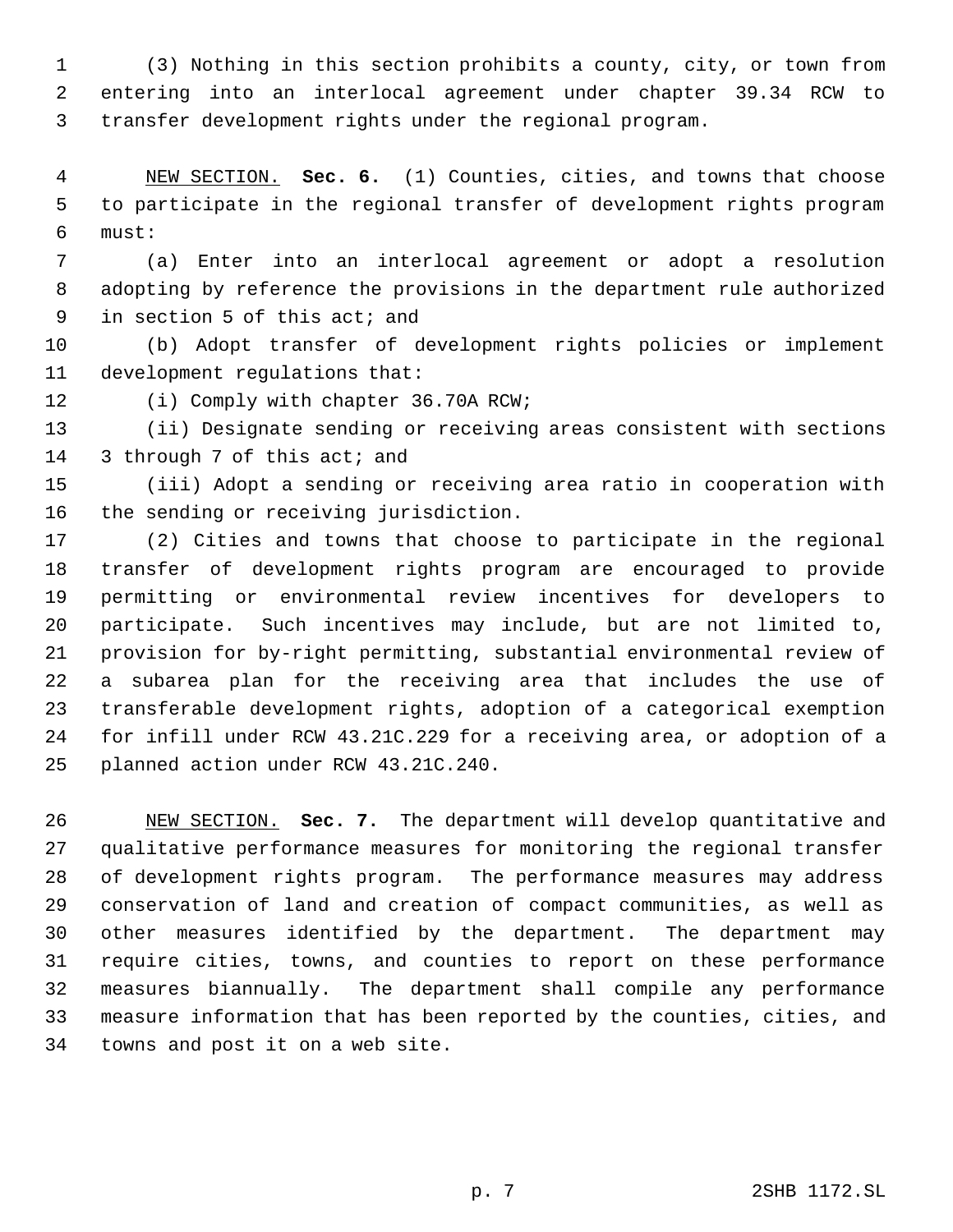(3) Nothing in this section prohibits a county, city, or town from entering into an interlocal agreement under chapter 39.34 RCW to transfer development rights under the regional program.

NEW SECTION. **Sec. 6.** (1) Counties, cities, and towns that choose to participate in the regional transfer of development rights program must:

(a) Enter into an interlocal agreement or adopt a resolution adopting by reference the provisions in the department rule authorized in section 5 of this act; and

(b) Adopt transfer of development rights policies or implement development regulations that:

(i) Comply with chapter 36.70A RCW;

(ii) Designate sending or receiving areas consistent with sections 3 through 7 of this act; and

(iii) Adopt a sending or receiving area ratio in cooperation with the sending or receiving jurisdiction.

(2) Cities and towns that choose to participate in the regional transfer of development rights program are encouraged to provide permitting or environmental review incentives for developers to participate. Such incentives may include, but are not limited to, provision for by-right permitting, substantial environmental review of a subarea plan for the receiving area that includes the use of transferable development rights, adoption of a categorical exemption for infill under RCW 43.21C.229 for a receiving area, or adoption of a planned action under RCW 43.21C.240.

NEW SECTION. **Sec. 7.** The department will develop quantitative and qualitative performance measures for monitoring the regional transfer of development rights program. The performance measures may address conservation of land and creation of compact communities, as well as other measures identified by the department. The department may require cities, towns, and counties to report on these performance measures biannually. The department shall compile any performance measure information that has been reported by the counties, cities, and towns and post it on a web site.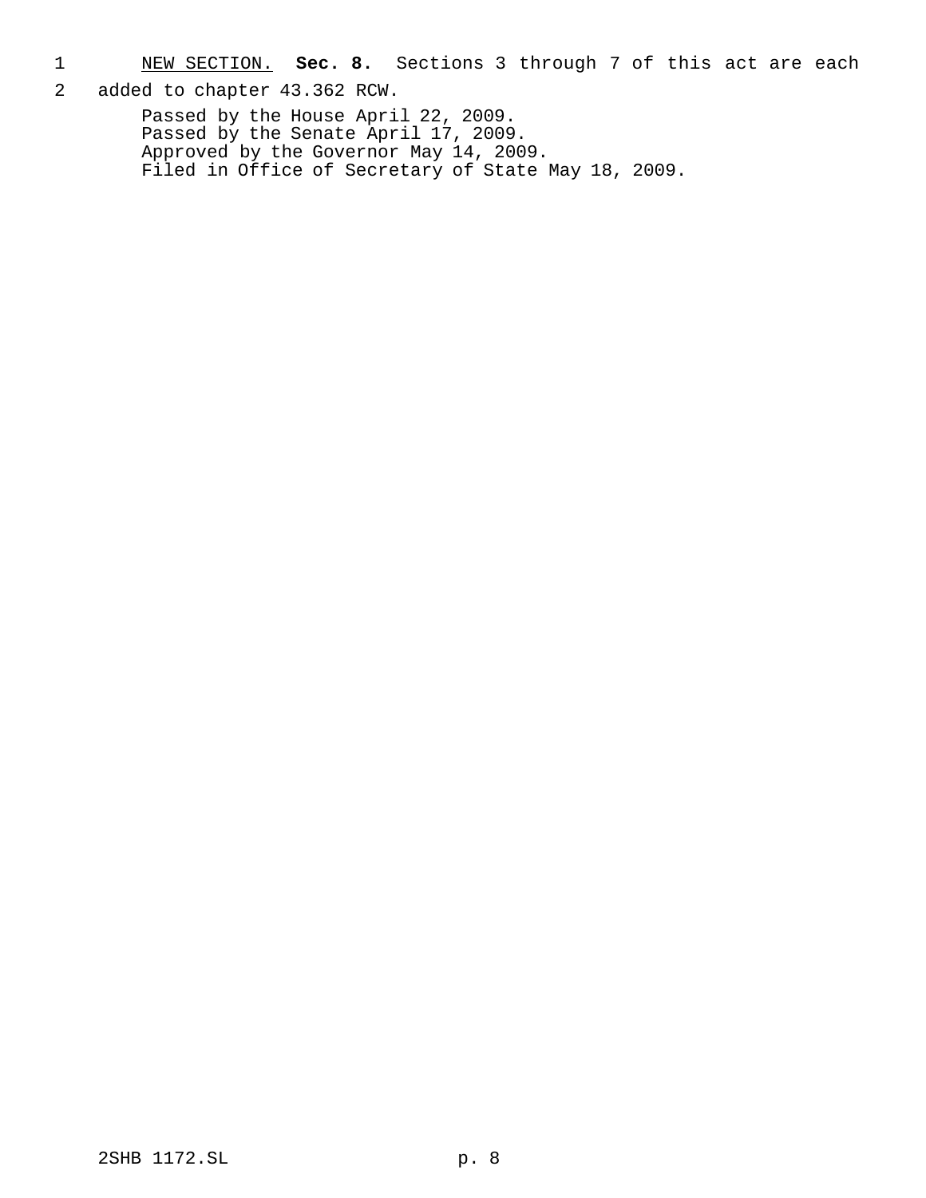NEW SECTION. **Sec. 8.** Sections 3 through 7 of this act are each added to chapter 43.362 RCW.

Passed by the House April 22, 2009.
Passed by the Senate April 17, 2009.
Approved by the Governor May 14, 2009.
Filed in Office of Secretary of State May 18, 2009.